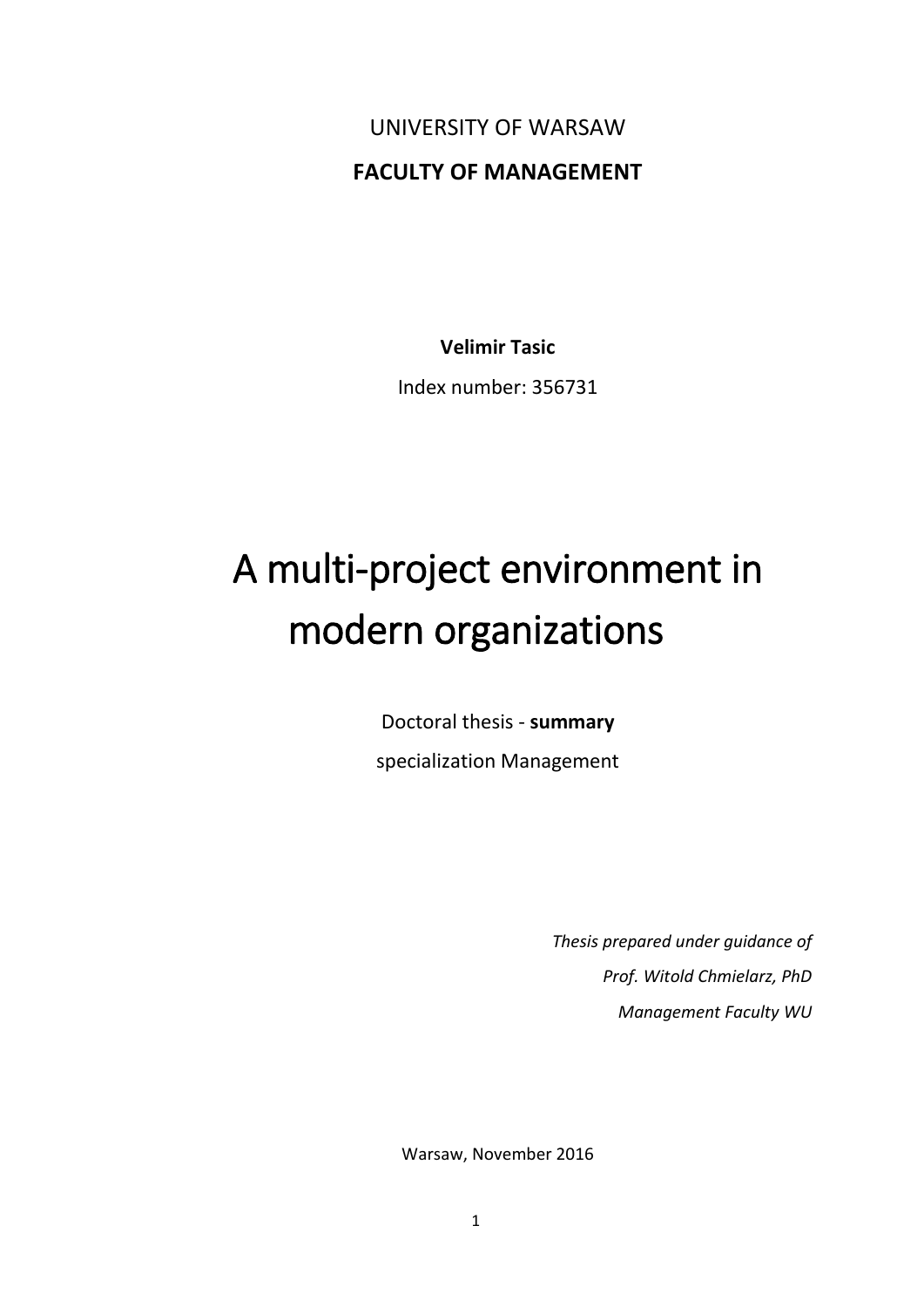UNIVERSITY OF WARSAW

**FACULTY OF MANAGEMENT**

**Velimir Tasic**

Index number: 356731

# A multi-project environment in modern organizations

Doctoral thesis - **summary**

specialization Management

*Thesis prepared under guidance of*

*Prof. Witold Chmielarz, PhD*

*Management Faculty WU*

Warsaw, November 2016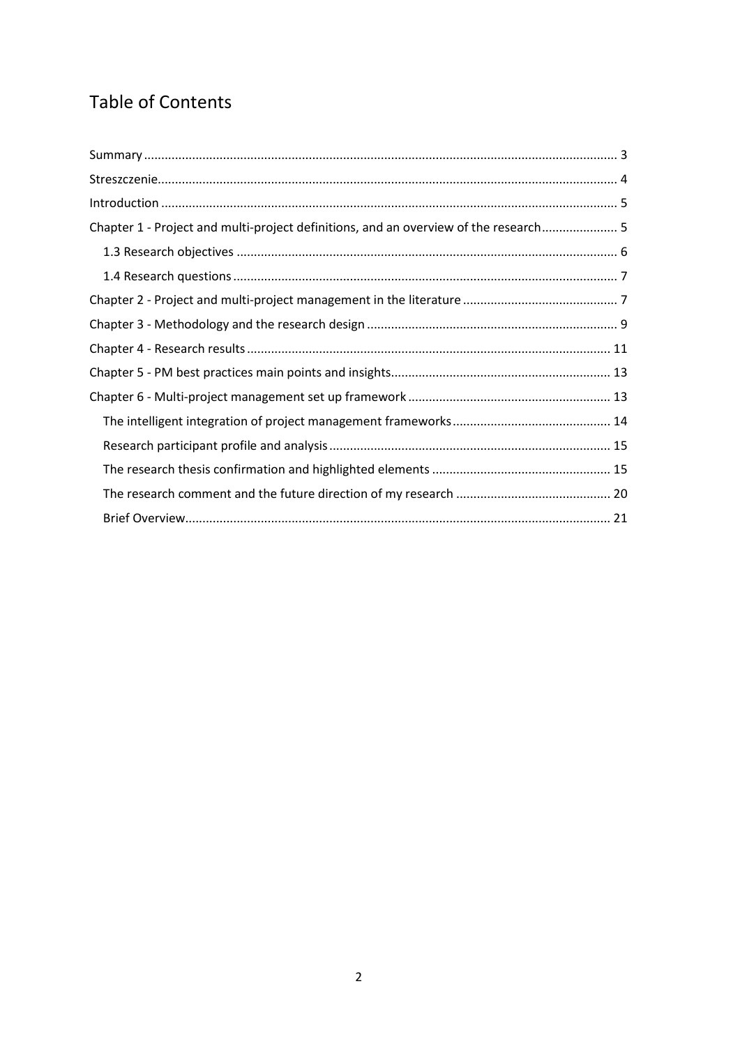# Table of Contents

Summary ........................................................................................................................................ 3
Streszczenie.................................................................................................................................... 4
Introduction ................................................................................................................................... 5
Chapter 1 - Project and multi-project definitions, and an overview of the research...................... 5
  1.3 Research objectives ............................................................................................................. 6
  1.4 Research questions ............................................................................................................... 7
Chapter 2 - Project and multi-project management in the literature ............................................ 7
Chapter 3 - Methodology and the research design ........................................................................ 9
Chapter 4 - Research results ......................................................................................................... 11
Chapter 5 - PM best practices main points and insights............................................................... 13
Chapter 6 - Multi-project management set up framework ........................................................... 13
  The intelligent integration of project management frameworks ............................................. 14
  Research participant profile and analysis ................................................................................. 15
  The research thesis confirmation and highlighted elements ................................................... 15
  The research comment and the future direction of my research ............................................ 20
  Brief Overview.......................................................................................................................... 21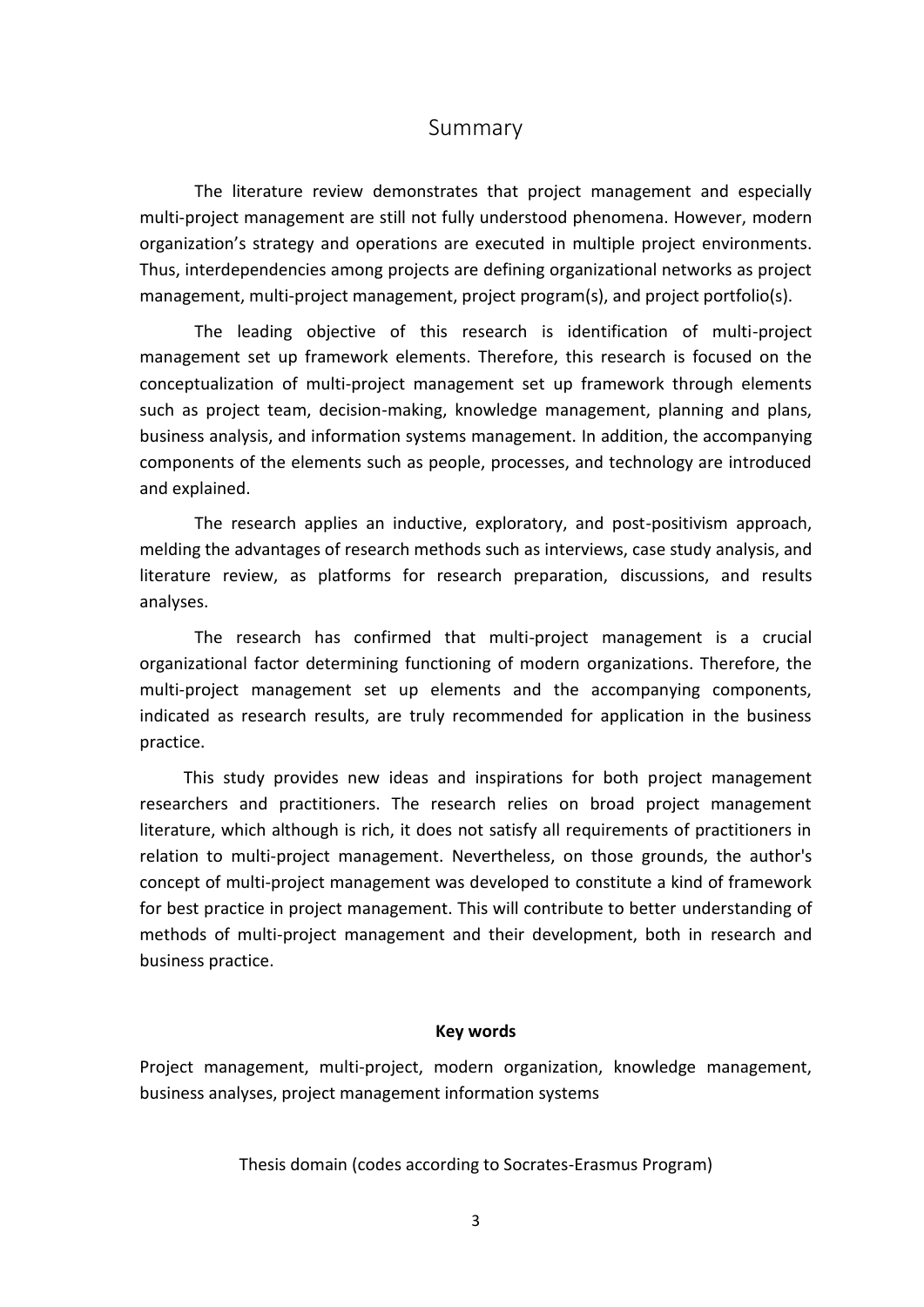# Summary

The literature review demonstrates that project management and especially multi-project management are still not fully understood phenomena. However, modern organization's strategy and operations are executed in multiple project environments. Thus, interdependencies among projects are defining organizational networks as project management, multi-project management, project program(s), and project portfolio(s).

The leading objective of this research is identification of multi-project management set up framework elements. Therefore, this research is focused on the conceptualization of multi-project management set up framework through elements such as project team, decision-making, knowledge management, planning and plans, business analysis, and information systems management. In addition, the accompanying components of the elements such as people, processes, and technology are introduced and explained.

The research applies an inductive, exploratory, and post-positivism approach, melding the advantages of research methods such as interviews, case study analysis, and literature review, as platforms for research preparation, discussions, and results analyses.

The research has confirmed that multi-project management is a crucial organizational factor determining functioning of modern organizations. Therefore, the multi-project management set up elements and the accompanying components, indicated as research results, are truly recommended for application in the business practice.

This study provides new ideas and inspirations for both project management researchers and practitioners. The research relies on broad project management literature, which although is rich, it does not satisfy all requirements of practitioners in relation to multi-project management. Nevertheless, on those grounds, the author's concept of multi-project management was developed to constitute a kind of framework for best practice in project management. This will contribute to better understanding of methods of multi-project management and their development, both in research and business practice.

**Key words**

Project management, multi-project, modern organization, knowledge management, business analyses, project management information systems

Thesis domain (codes according to Socrates-Erasmus Program)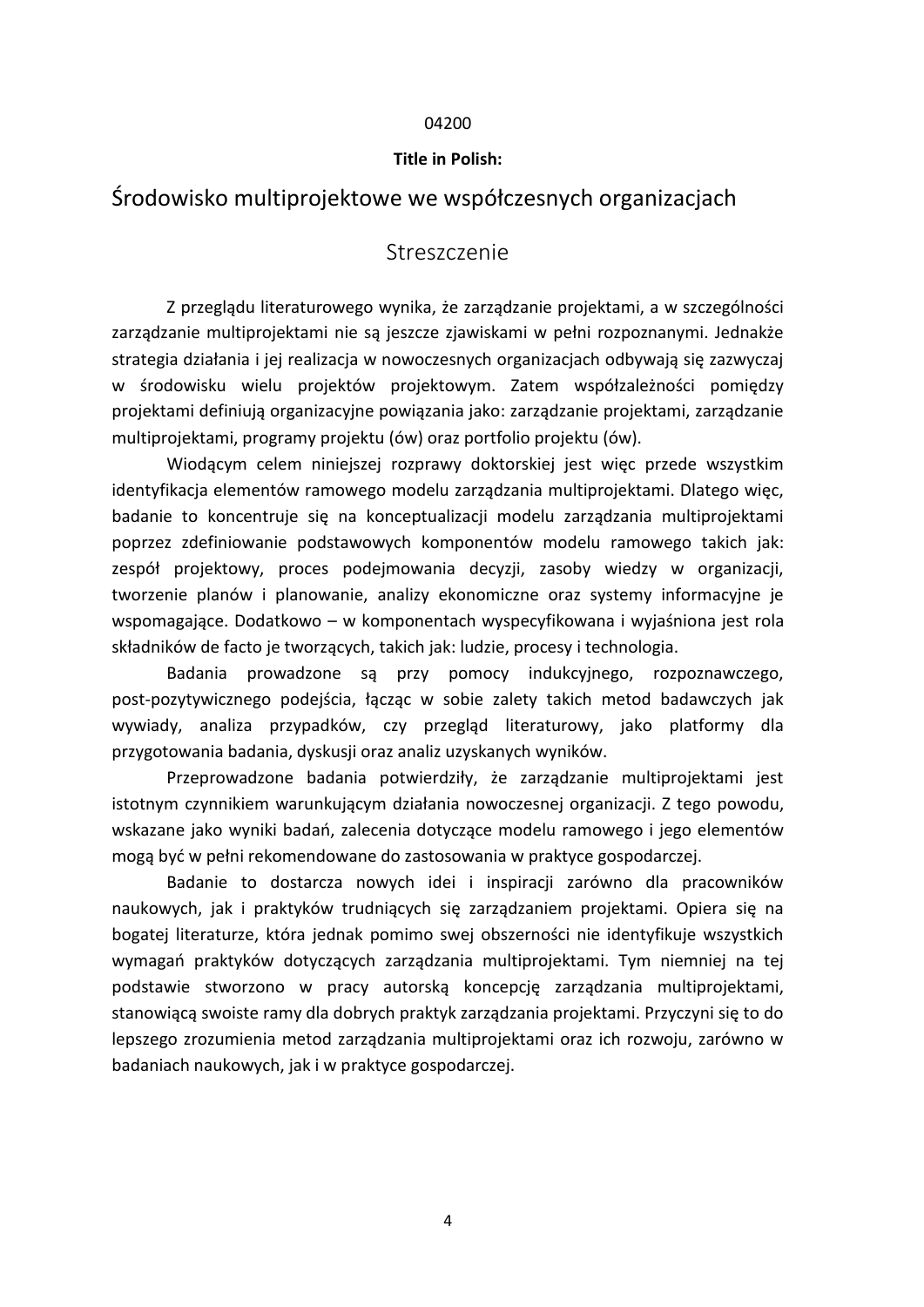04200

**Title in Polish:**

# Środowisko multiprojektowe we współczesnych organizacjach

## Streszczenie

Z przeglądu literaturowego wynika, że zarządzanie projektami, a w szczególności zarządzanie multiprojektami nie są jeszcze zjawiskami w pełni rozpoznanymi. Jednakże strategia działania i jej realizacja w nowoczesnych organizacjach odbywają się zazwyczaj w środowisku wielu projektów projektowym. Zatem współzależności pomiędzy projektami definiują organizacyjne powiązania jako: zarządzanie projektami, zarządzanie multiprojektami, programy projektu (ów) oraz portfolio projektu (ów).

Wiodącym celem niniejszej rozprawy doktorskiej jest więc przede wszystkim identyfikacja elementów ramowego modelu zarządzania multiprojektami. Dlatego więc, badanie to koncentruje się na konceptualizacji modelu zarządzania multiprojektami poprzez zdefiniowanie podstawowych komponentów modelu ramowego takich jak: zespół projektowy, proces podejmowania decyzji, zasoby wiedzy w organizacji, tworzenie planów i planowanie, analizy ekonomiczne oraz systemy informacyjne je wspomagające. Dodatkowo – w komponentach wyspecyfikowana i wyjaśniona jest rola składników de facto je tworzących, takich jak: ludzie, procesy i technologia.

Badania prowadzone są przy pomocy indukcyjnego, rozpoznawczego, post-pozytywicznego podejścia, łącząc w sobie zalety takich metod badawczych jak wywiady, analiza przypadków, czy przegląd literaturowy, jako platformy dla przygotowania badania, dyskusji oraz analiz uzyskanych wyników.

Przeprowadzone badania potwierdziły, że zarządzanie multiprojektami jest istotnym czynnikiem warunkującym działania nowoczesnej organizacji. Z tego powodu, wskazane jako wyniki badań, zalecenia dotyczące modelu ramowego i jego elementów mogą być w pełni rekomendowane do zastosowania w praktyce gospodarczej.

Badanie to dostarcza nowych idei i inspiracji zarówno dla pracowników naukowych, jak i praktyków trudniących się zarządzaniem projektami. Opiera się na bogatej literaturze, która jednak pomimo swej obszerności nie identyfikuje wszystkich wymagań praktyków dotyczących zarządzania multiprojektami. Tym niemniej na tej podstawie stworzono w pracy autorską koncepcję zarządzania multiprojektami, stanowiącą swoiste ramy dla dobrych praktyk zarządzania projektami. Przyczyni się to do lepszego zrozumienia metod zarządzania multiprojektami oraz ich rozwoju, zarówno w badaniach naukowych, jak i w praktyce gospodarczej.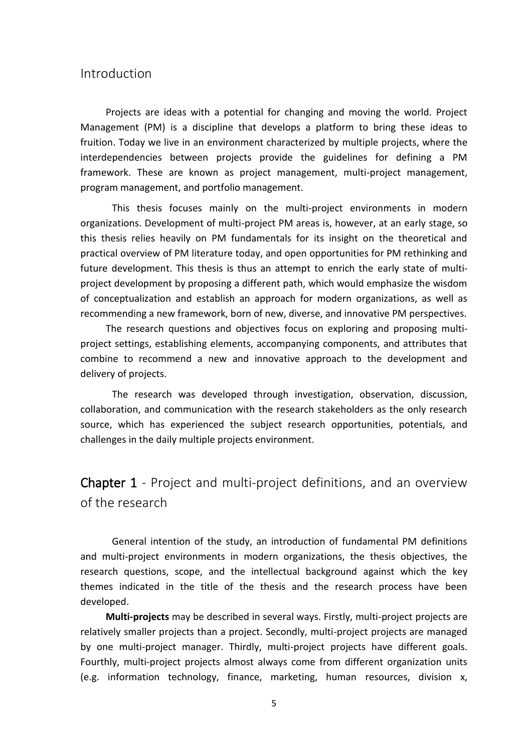## Introduction

Projects are ideas with a potential for changing and moving the world. Project Management (PM) is a discipline that develops a platform to bring these ideas to fruition. Today we live in an environment characterized by multiple projects, where the interdependencies between projects provide the guidelines for defining a PM framework. These are known as project management, multi-project management, program management, and portfolio management.

This thesis focuses mainly on the multi-project environments in modern organizations. Development of multi-project PM areas is, however, at an early stage, so this thesis relies heavily on PM fundamentals for its insight on the theoretical and practical overview of PM literature today, and open opportunities for PM rethinking and future development. This thesis is thus an attempt to enrich the early state of multi-project development by proposing a different path, which would emphasize the wisdom of conceptualization and establish an approach for modern organizations, as well as recommending a new framework, born of new, diverse, and innovative PM perspectives.

The research questions and objectives focus on exploring and proposing multi-project settings, establishing elements, accompanying components, and attributes that combine to recommend a new and innovative approach to the development and delivery of projects.

The research was developed through investigation, observation, discussion, collaboration, and communication with the research stakeholders as the only research source, which has experienced the subject research opportunities, potentials, and challenges in the daily multiple projects environment.

## Chapter 1 - Project and multi-project definitions, and an overview of the research

General intention of the study, an introduction of fundamental PM definitions and multi-project environments in modern organizations, the thesis objectives, the research questions, scope, and the intellectual background against which the key themes indicated in the title of the thesis and the research process have been developed.

**Multi-projects** may be described in several ways. Firstly, multi-project projects are relatively smaller projects than a project. Secondly, multi-project projects are managed by one multi-project manager. Thirdly, multi-project projects have different goals. Fourthly, multi-project projects almost always come from different organization units (e.g. information technology, finance, marketing, human resources, division x,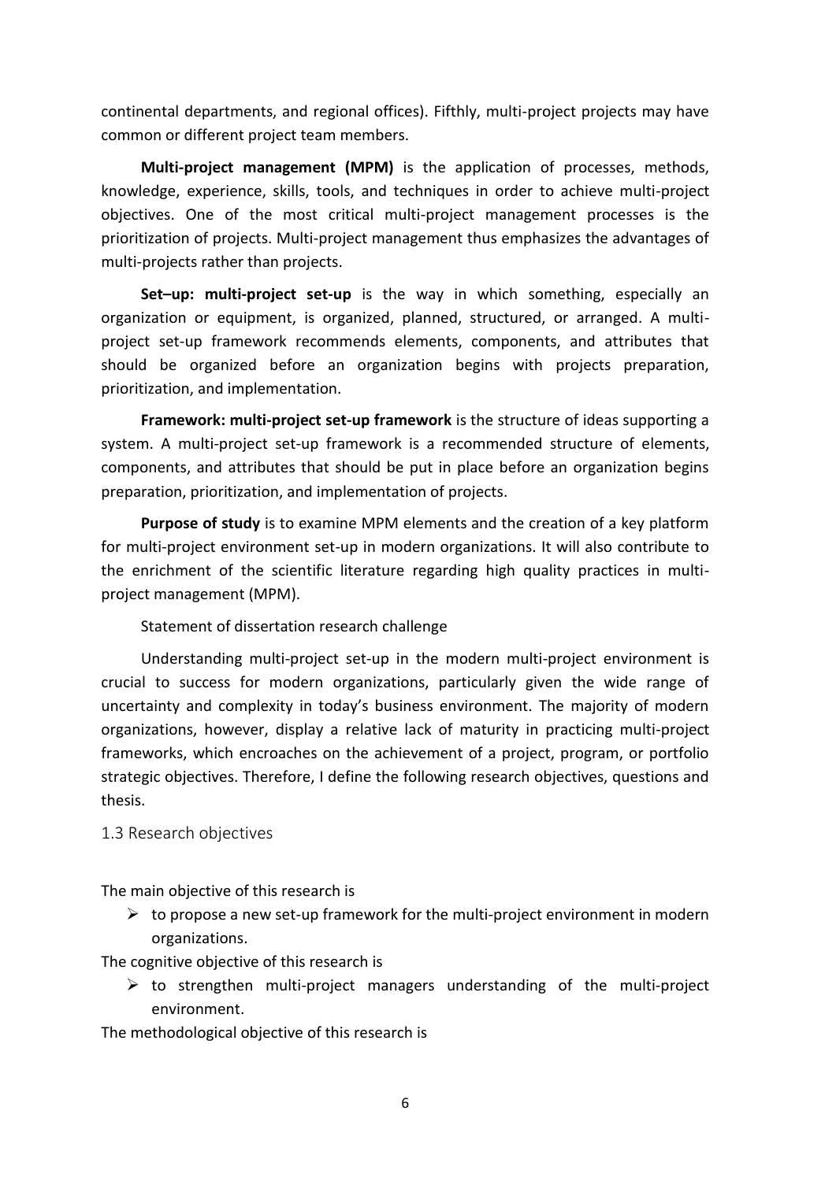continental departments, and regional offices). Fifthly, multi-project projects may have common or different project team members.

**Multi-project management (MPM)** is the application of processes, methods, knowledge, experience, skills, tools, and techniques in order to achieve multi-project objectives. One of the most critical multi-project management processes is the prioritization of projects. Multi-project management thus emphasizes the advantages of multi-projects rather than projects.

**Set–up: multi-project set-up** is the way in which something, especially an organization or equipment, is organized, planned, structured, or arranged. A multi-project set-up framework recommends elements, components, and attributes that should be organized before an organization begins with projects preparation, prioritization, and implementation.

**Framework: multi-project set-up framework** is the structure of ideas supporting a system. A multi-project set-up framework is a recommended structure of elements, components, and attributes that should be put in place before an organization begins preparation, prioritization, and implementation of projects.

**Purpose of study** is to examine MPM elements and the creation of a key platform for multi-project environment set-up in modern organizations. It will also contribute to the enrichment of the scientific literature regarding high quality practices in multi-project management (MPM).

Statement of dissertation research challenge

Understanding multi-project set-up in the modern multi-project environment is crucial to success for modern organizations, particularly given the wide range of uncertainty and complexity in today's business environment. The majority of modern organizations, however, display a relative lack of maturity in practicing multi-project frameworks, which encroaches on the achievement of a project, program, or portfolio strategic objectives. Therefore, I define the following research objectives, questions and thesis.

## 1.3 Research objectives

The main objective of this research is

- to propose a new set-up framework for the multi-project environment in modern organizations.

The cognitive objective of this research is

- to strengthen multi-project managers understanding of the multi-project environment.

The methodological objective of this research is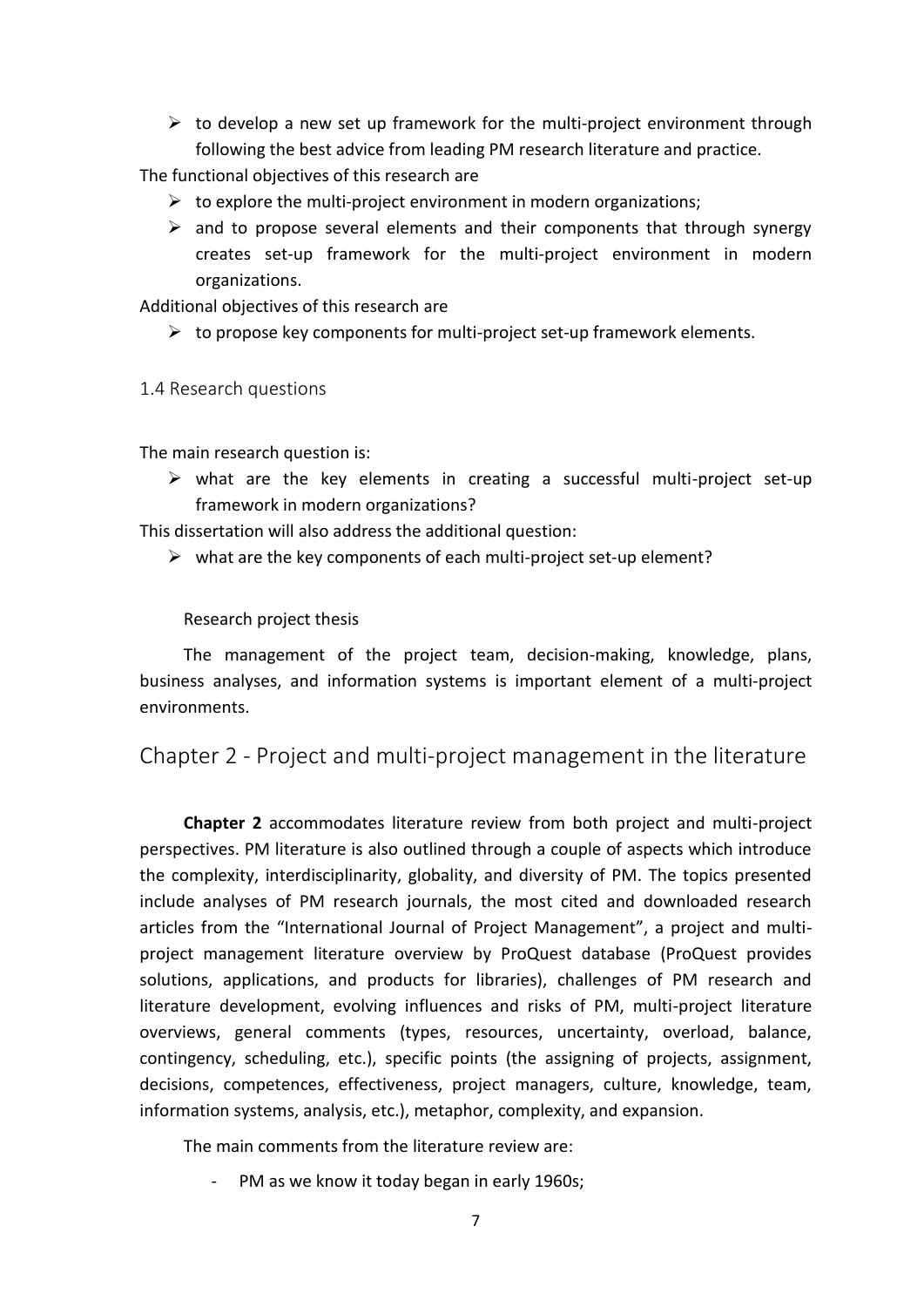- to develop a new set up framework for the multi-project environment through following the best advice from leading PM research literature and practice.

The functional objectives of this research are

- to explore the multi-project environment in modern organizations;
- and to propose several elements and their components that through synergy creates set-up framework for the multi-project environment in modern organizations.

Additional objectives of this research are

- to propose key components for multi-project set-up framework elements.

### 1.4 Research questions

The main research question is:

- what are the key elements in creating a successful multi-project set-up framework in modern organizations?

This dissertation will also address the additional question:

- what are the key components of each multi-project set-up element?

Research project thesis

The management of the project team, decision-making, knowledge, plans, business analyses, and information systems is important element of a multi-project environments.

## Chapter 2 - Project and multi-project management in the literature

**Chapter 2** accommodates literature review from both project and multi-project perspectives. PM literature is also outlined through a couple of aspects which introduce the complexity, interdisciplinarity, globality, and diversity of PM. The topics presented include analyses of PM research journals, the most cited and downloaded research articles from the "International Journal of Project Management", a project and multi-project management literature overview by ProQuest database (ProQuest provides solutions, applications, and products for libraries), challenges of PM research and literature development, evolving influences and risks of PM, multi-project literature overviews, general comments (types, resources, uncertainty, overload, balance, contingency, scheduling, etc.), specific points (the assigning of projects, assignment, decisions, competences, effectiveness, project managers, culture, knowledge, team, information systems, analysis, etc.), metaphor, complexity, and expansion.

The main comments from the literature review are:

- PM as we know it today began in early 1960s;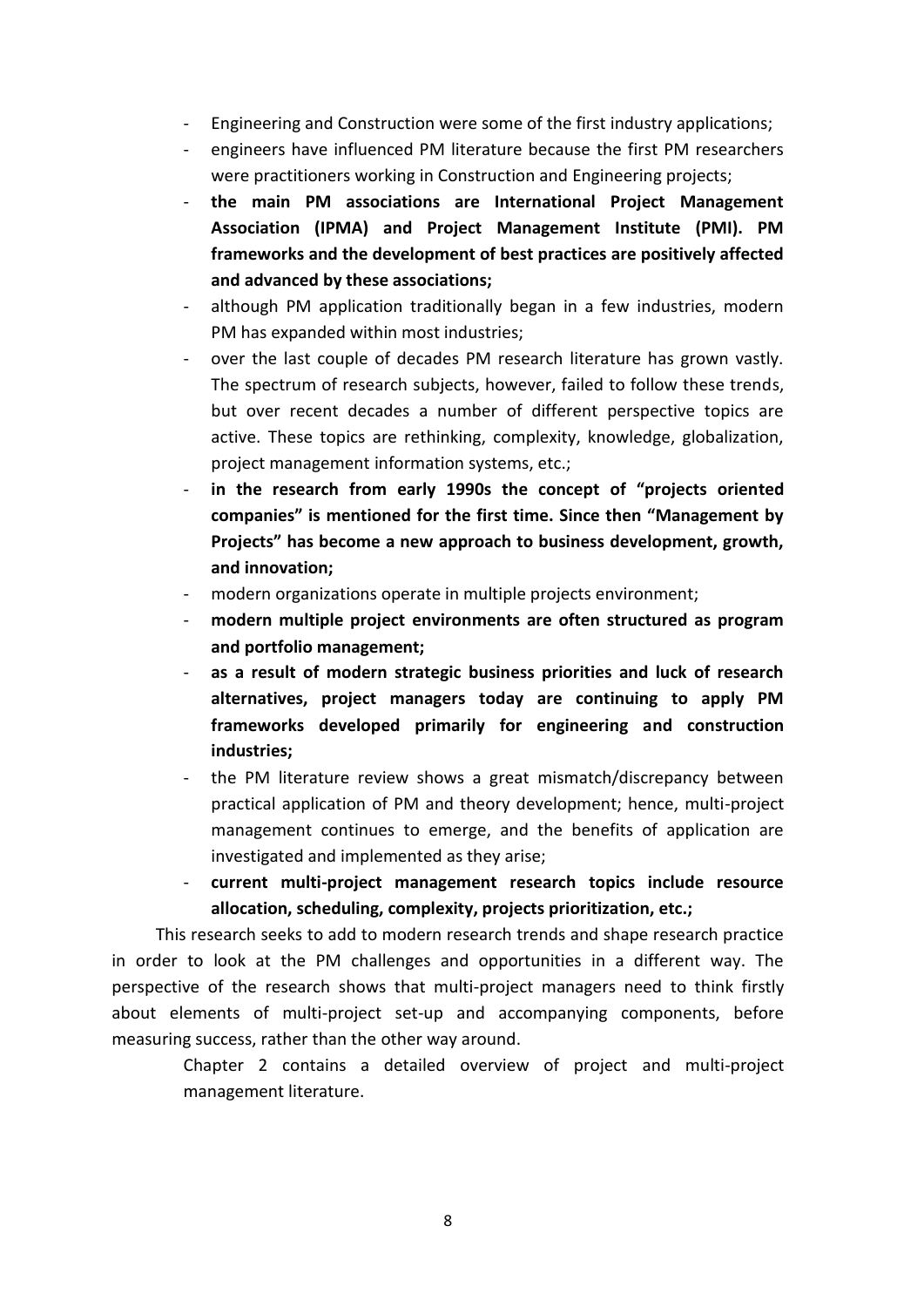- Engineering and Construction were some of the first industry applications;
- engineers have influenced PM literature because the first PM researchers were practitioners working in Construction and Engineering projects;
- **the main PM associations are International Project Management Association (IPMA) and Project Management Institute (PMI). PM frameworks and the development of best practices are positively affected and advanced by these associations;**
- although PM application traditionally began in a few industries, modern PM has expanded within most industries;
- over the last couple of decades PM research literature has grown vastly. The spectrum of research subjects, however, failed to follow these trends, but over recent decades a number of different perspective topics are active. These topics are rethinking, complexity, knowledge, globalization, project management information systems, etc.;
- **in the research from early 1990s the concept of "projects oriented companies" is mentioned for the first time. Since then "Management by Projects" has become a new approach to business development, growth, and innovation;**
- modern organizations operate in multiple projects environment;
- **modern multiple project environments are often structured as program and portfolio management;**
- **as a result of modern strategic business priorities and luck of research alternatives, project managers today are continuing to apply PM frameworks developed primarily for engineering and construction industries;**
- the PM literature review shows a great mismatch/discrepancy between practical application of PM and theory development; hence, multi-project management continues to emerge, and the benefits of application are investigated and implemented as they arise;
- **current multi-project management research topics include resource allocation, scheduling, complexity, projects prioritization, etc.;**

This research seeks to add to modern research trends and shape research practice in order to look at the PM challenges and opportunities in a different way. The perspective of the research shows that multi-project managers need to think firstly about elements of multi-project set-up and accompanying components, before measuring success, rather than the other way around.

Chapter 2 contains a detailed overview of project and multi-project management literature.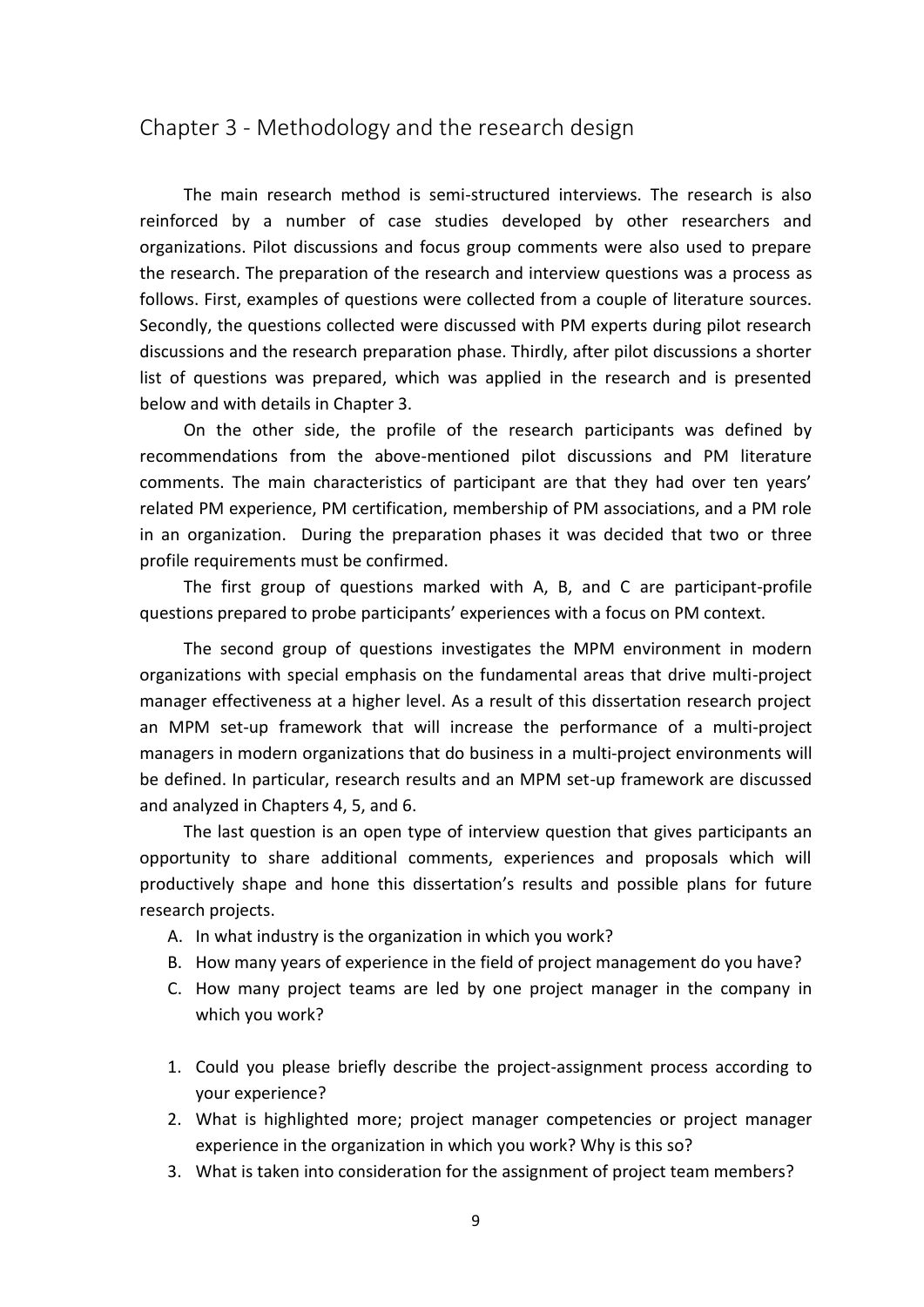## Chapter 3 - Methodology and the research design

The main research method is semi-structured interviews. The research is also reinforced by a number of case studies developed by other researchers and organizations. Pilot discussions and focus group comments were also used to prepare the research. The preparation of the research and interview questions was a process as follows. First, examples of questions were collected from a couple of literature sources. Secondly, the questions collected were discussed with PM experts during pilot research discussions and the research preparation phase. Thirdly, after pilot discussions a shorter list of questions was prepared, which was applied in the research and is presented below and with details in Chapter 3.

On the other side, the profile of the research participants was defined by recommendations from the above-mentioned pilot discussions and PM literature comments. The main characteristics of participant are that they had over ten years' related PM experience, PM certification, membership of PM associations, and a PM role in an organization. During the preparation phases it was decided that two or three profile requirements must be confirmed.

The first group of questions marked with A, B, and C are participant-profile questions prepared to probe participants' experiences with a focus on PM context.

The second group of questions investigates the MPM environment in modern organizations with special emphasis on the fundamental areas that drive multi-project manager effectiveness at a higher level. As a result of this dissertation research project an MPM set-up framework that will increase the performance of a multi-project managers in modern organizations that do business in a multi-project environments will be defined. In particular, research results and an MPM set-up framework are discussed and analyzed in Chapters 4, 5, and 6.

The last question is an open type of interview question that gives participants an opportunity to share additional comments, experiences and proposals which will productively shape and hone this dissertation's results and possible plans for future research projects.

A. In what industry is the organization in which you work?
B. How many years of experience in the field of project management do you have?
C. How many project teams are led by one project manager in the company in which you work?

1. Could you please briefly describe the project-assignment process according to your experience?
2. What is highlighted more; project manager competencies or project manager experience in the organization in which you work? Why is this so?
3. What is taken into consideration for the assignment of project team members?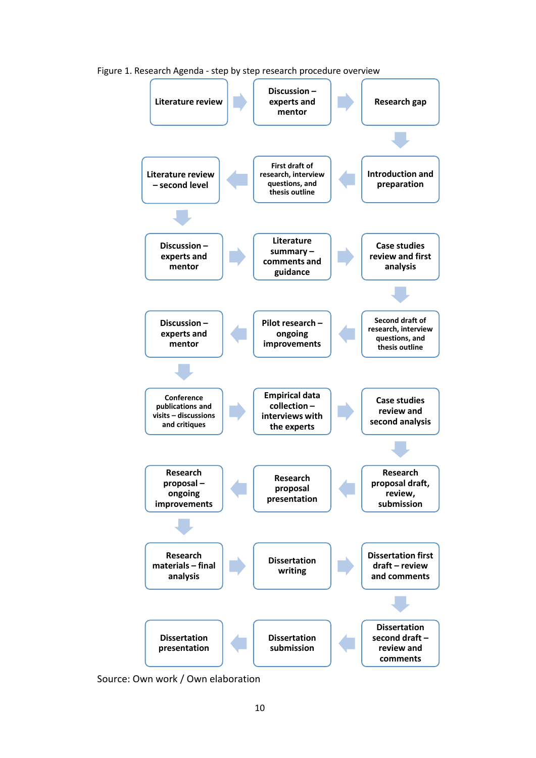Figure 1. Research Agenda - step by step research procedure overview

1. Literature review
2. Discussion – experts and mentor
3. Research gap
4. Introduction and preparation
5. First draft of research, interview questions, and thesis outline
6. Literature review – second level
7. Discussion – experts and mentor
8. Literature summary – comments and guidance
9. Case studies review and first analysis
10. Second draft of research, interview questions, and thesis outline
11. Pilot research – ongoing improvements
12. Discussion – experts and mentor
13. Conference publications and visits – discussions and critiques
14. Empirical data collection – interviews with the experts
15. Case studies review and second analysis
16. Research proposal draft, review, submission
17. Research proposal presentation
18. Research proposal – ongoing improvements
19. Research materials – final analysis
20. Dissertation writing
21. Dissertation first draft – review and comments
22. Dissertation second draft – review and comments
23. Dissertation submission
24. Dissertation presentation

Source: Own work / Own elaboration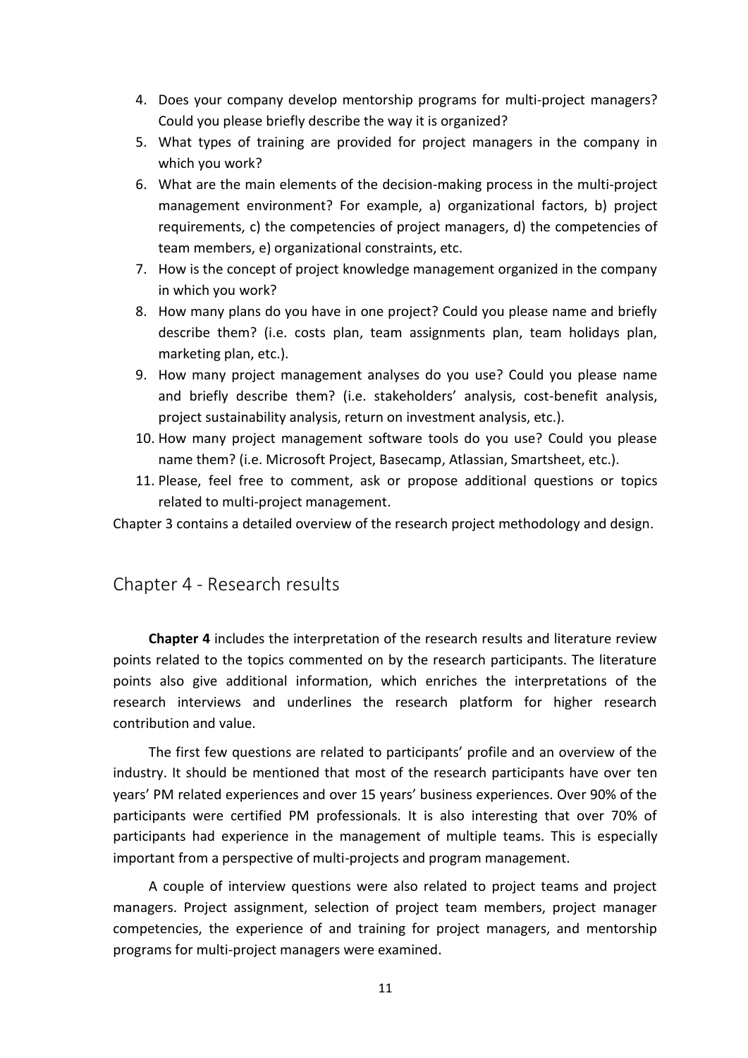4. Does your company develop mentorship programs for multi-project managers? Could you please briefly describe the way it is organized?
5. What types of training are provided for project managers in the company in which you work?
6. What are the main elements of the decision-making process in the multi-project management environment? For example, a) organizational factors, b) project requirements, c) the competencies of project managers, d) the competencies of team members, e) organizational constraints, etc.
7. How is the concept of project knowledge management organized in the company in which you work?
8. How many plans do you have in one project? Could you please name and briefly describe them? (i.e. costs plan, team assignments plan, team holidays plan, marketing plan, etc.).
9. How many project management analyses do you use? Could you please name and briefly describe them? (i.e. stakeholders' analysis, cost-benefit analysis, project sustainability analysis, return on investment analysis, etc.).
10. How many project management software tools do you use? Could you please name them? (i.e. Microsoft Project, Basecamp, Atlassian, Smartsheet, etc.).
11. Please, feel free to comment, ask or propose additional questions or topics related to multi-project management.

Chapter 3 contains a detailed overview of the research project methodology and design.

## Chapter 4 - Research results

**Chapter 4** includes the interpretation of the research results and literature review points related to the topics commented on by the research participants. The literature points also give additional information, which enriches the interpretations of the research interviews and underlines the research platform for higher research contribution and value.

The first few questions are related to participants' profile and an overview of the industry. It should be mentioned that most of the research participants have over ten years' PM related experiences and over 15 years' business experiences. Over 90% of the participants were certified PM professionals. It is also interesting that over 70% of participants had experience in the management of multiple teams. This is especially important from a perspective of multi-projects and program management.

A couple of interview questions were also related to project teams and project managers. Project assignment, selection of project team members, project manager competencies, the experience of and training for project managers, and mentorship programs for multi-project managers were examined.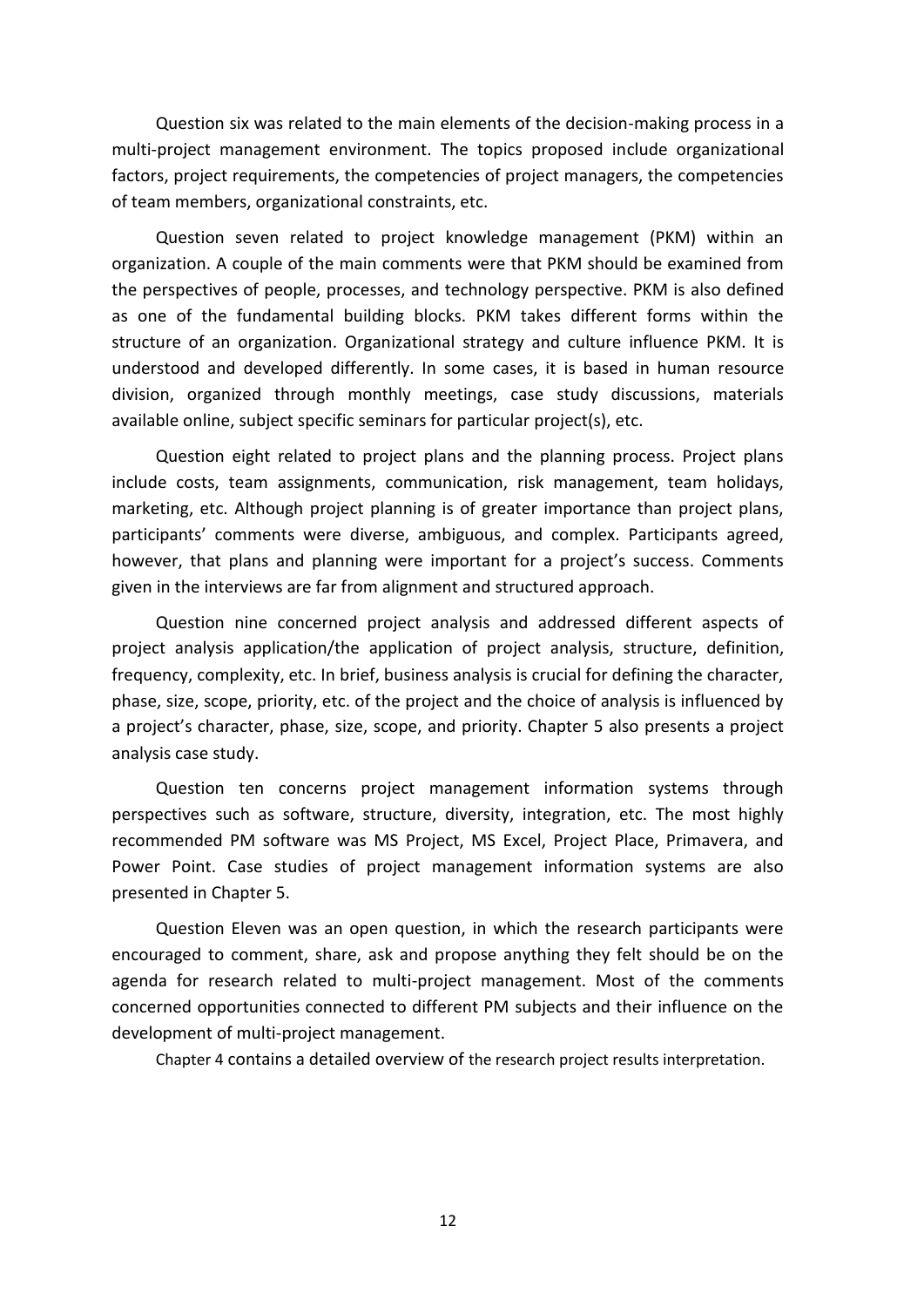Question six was related to the main elements of the decision-making process in a multi-project management environment. The topics proposed include organizational factors, project requirements, the competencies of project managers, the competencies of team members, organizational constraints, etc.

Question seven related to project knowledge management (PKM) within an organization. A couple of the main comments were that PKM should be examined from the perspectives of people, processes, and technology perspective. PKM is also defined as one of the fundamental building blocks. PKM takes different forms within the structure of an organization. Organizational strategy and culture influence PKM. It is understood and developed differently. In some cases, it is based in human resource division, organized through monthly meetings, case study discussions, materials available online, subject specific seminars for particular project(s), etc.

Question eight related to project plans and the planning process. Project plans include costs, team assignments, communication, risk management, team holidays, marketing, etc. Although project planning is of greater importance than project plans, participants' comments were diverse, ambiguous, and complex. Participants agreed, however, that plans and planning were important for a project's success. Comments given in the interviews are far from alignment and structured approach.

Question nine concerned project analysis and addressed different aspects of project analysis application/the application of project analysis, structure, definition, frequency, complexity, etc. In brief, business analysis is crucial for defining the character, phase, size, scope, priority, etc. of the project and the choice of analysis is influenced by a project's character, phase, size, scope, and priority. Chapter 5 also presents a project analysis case study.

Question ten concerns project management information systems through perspectives such as software, structure, diversity, integration, etc. The most highly recommended PM software was MS Project, MS Excel, Project Place, Primavera, and Power Point. Case studies of project management information systems are also presented in Chapter 5.

Question Eleven was an open question, in which the research participants were encouraged to comment, share, ask and propose anything they felt should be on the agenda for research related to multi-project management. Most of the comments concerned opportunities connected to different PM subjects and their influence on the development of multi-project management.

Chapter 4 contains a detailed overview of the research project results interpretation.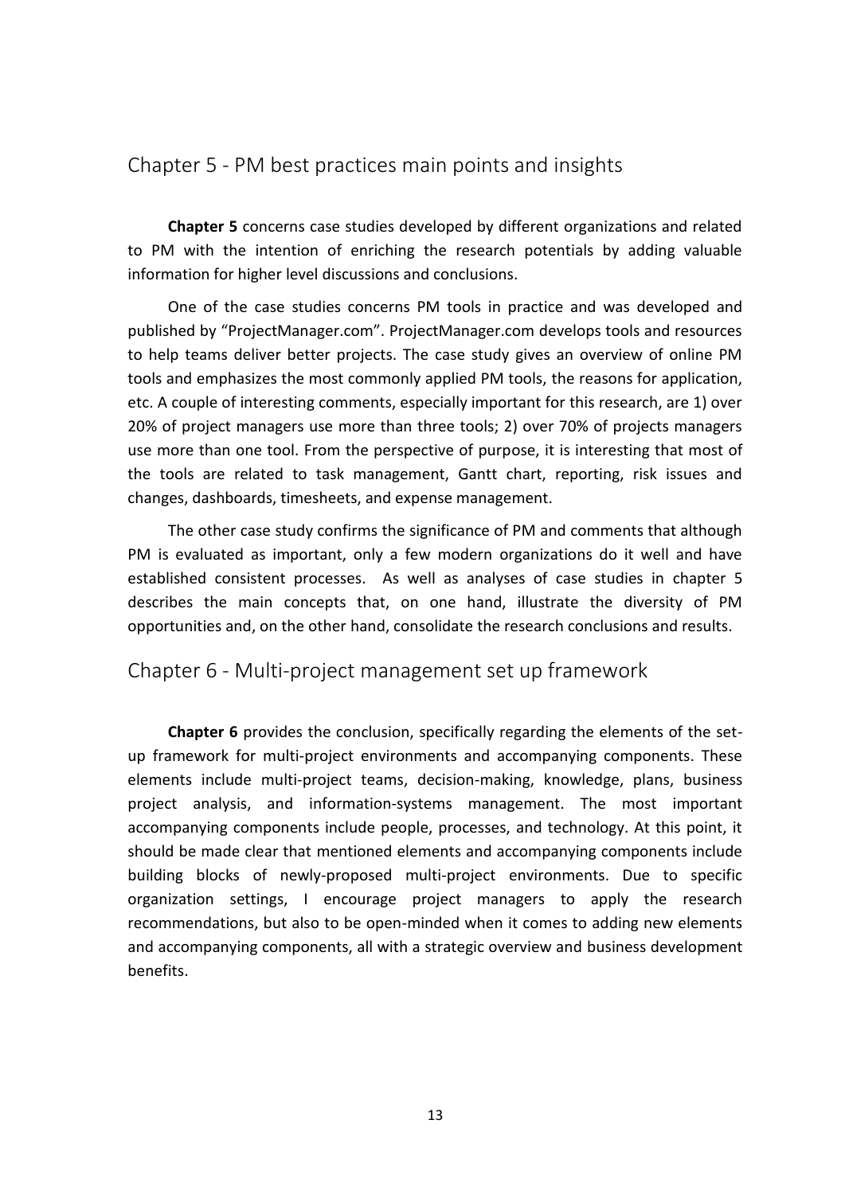## Chapter 5 - PM best practices main points and insights

**Chapter 5** concerns case studies developed by different organizations and related to PM with the intention of enriching the research potentials by adding valuable information for higher level discussions and conclusions.

One of the case studies concerns PM tools in practice and was developed and published by "ProjectManager.com". ProjectManager.com develops tools and resources to help teams deliver better projects. The case study gives an overview of online PM tools and emphasizes the most commonly applied PM tools, the reasons for application, etc. A couple of interesting comments, especially important for this research, are 1) over 20% of project managers use more than three tools; 2) over 70% of projects managers use more than one tool. From the perspective of purpose, it is interesting that most of the tools are related to task management, Gantt chart, reporting, risk issues and changes, dashboards, timesheets, and expense management.

The other case study confirms the significance of PM and comments that although PM is evaluated as important, only a few modern organizations do it well and have established consistent processes. As well as analyses of case studies in chapter 5 describes the main concepts that, on one hand, illustrate the diversity of PM opportunities and, on the other hand, consolidate the research conclusions and results.

## Chapter 6 - Multi-project management set up framework

**Chapter 6** provides the conclusion, specifically regarding the elements of the set-up framework for multi-project environments and accompanying components. These elements include multi-project teams, decision-making, knowledge, plans, business project analysis, and information-systems management. The most important accompanying components include people, processes, and technology. At this point, it should be made clear that mentioned elements and accompanying components include building blocks of newly-proposed multi-project environments. Due to specific organization settings, I encourage project managers to apply the research recommendations, but also to be open-minded when it comes to adding new elements and accompanying components, all with a strategic overview and business development benefits.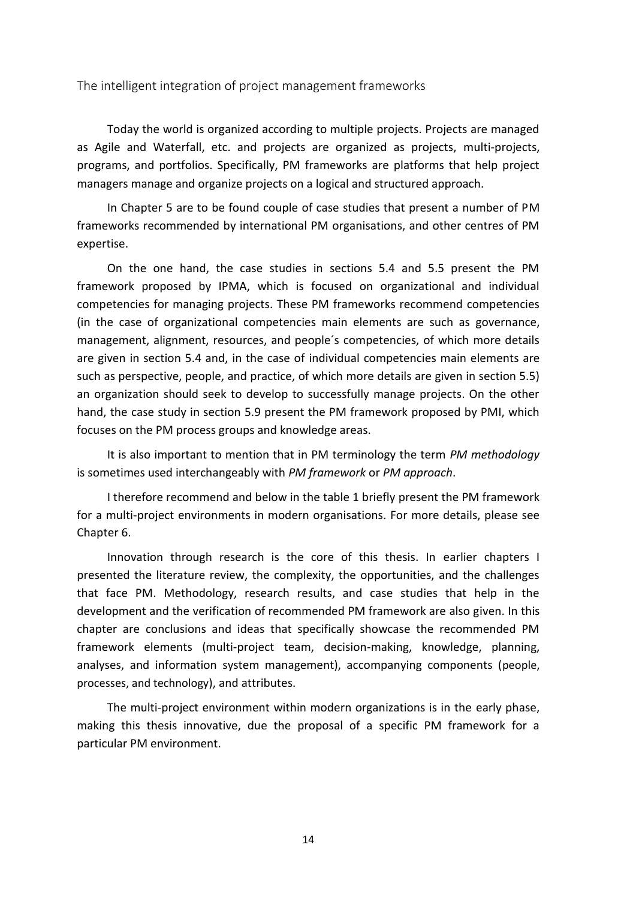## The intelligent integration of project management frameworks

Today the world is organized according to multiple projects. Projects are managed as Agile and Waterfall, etc. and projects are organized as projects, multi-projects, programs, and portfolios. Specifically, PM frameworks are platforms that help project managers manage and organize projects on a logical and structured approach.

In Chapter 5 are to be found couple of case studies that present a number of PM frameworks recommended by international PM organisations, and other centres of PM expertise.

On the one hand, the case studies in sections 5.4 and 5.5 present the PM framework proposed by IPMA, which is focused on organizational and individual competencies for managing projects. These PM frameworks recommend competencies (in the case of organizational competencies main elements are such as governance, management, alignment, resources, and people´s competencies, of which more details are given in section 5.4 and, in the case of individual competencies main elements are such as perspective, people, and practice, of which more details are given in section 5.5) an organization should seek to develop to successfully manage projects. On the other hand, the case study in section 5.9 present the PM framework proposed by PMI, which focuses on the PM process groups and knowledge areas.

It is also important to mention that in PM terminology the term *PM methodology* is sometimes used interchangeably with *PM framework* or *PM approach*.

I therefore recommend and below in the table 1 briefly present the PM framework for a multi-project environments in modern organisations. For more details, please see Chapter 6.

Innovation through research is the core of this thesis. In earlier chapters I presented the literature review, the complexity, the opportunities, and the challenges that face PM. Methodology, research results, and case studies that help in the development and the verification of recommended PM framework are also given. In this chapter are conclusions and ideas that specifically showcase the recommended PM framework elements (multi-project team, decision-making, knowledge, planning, analyses, and information system management), accompanying components (people, processes, and technology), and attributes.

The multi-project environment within modern organizations is in the early phase, making this thesis innovative, due the proposal of a specific PM framework for a particular PM environment.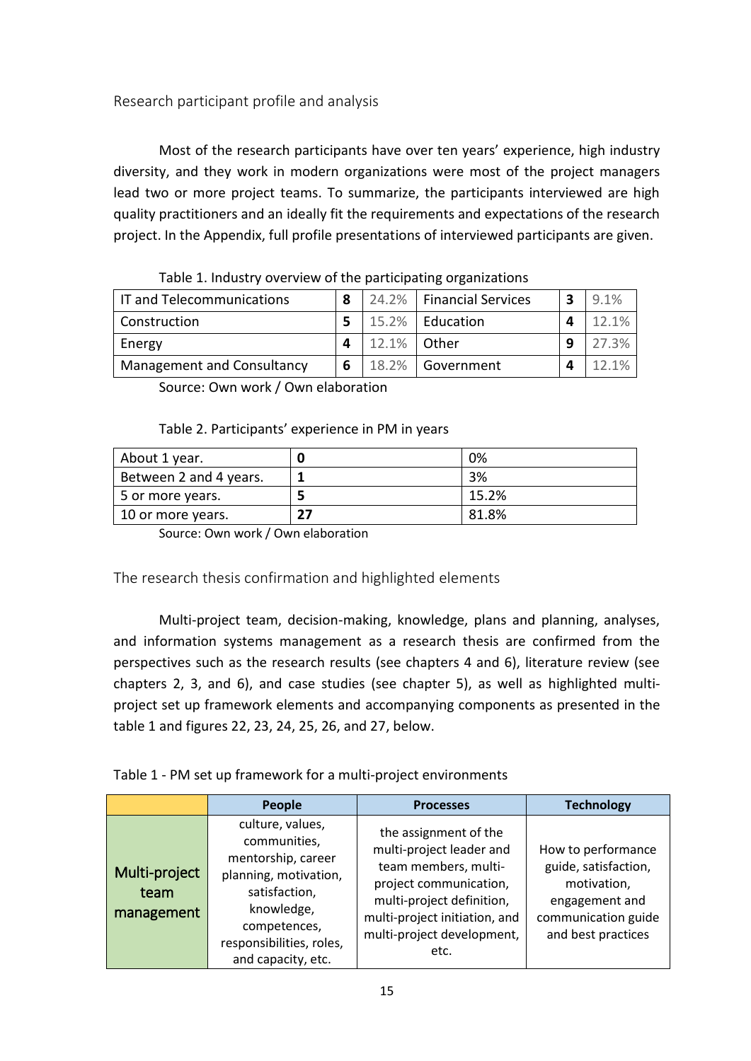## Research participant profile and analysis

Most of the research participants have over ten years' experience, high industry diversity, and they work in modern organizations were most of the project managers lead two or more project teams. To summarize, the participants interviewed are high quality practitioners and an ideally fit the requirements and expectations of the research project. In the Appendix, full profile presentations of interviewed participants are given.

Table 1. Industry overview of the participating organizations

| IT and Telecommunications | 8 | 24.2% | Financial Services | 3 | 9.1% |
|---|---|---|---|---|---|
| Construction | 5 | 15.2% | Education | 4 | 12.1% |
| Energy | 4 | 12.1% | Other | 9 | 27.3% |
| Management and Consultancy | 6 | 18.2% | Government | 4 | 12.1% |

Source: Own work / Own elaboration

Table 2. Participants' experience in PM in years

| About 1 year. | 0 | 0% |
|---|---|---|
| Between 2 and 4 years. | 1 | 3% |
| 5 or more years. | 5 | 15.2% |
| 10 or more years. | 27 | 81.8% |

Source: Own work / Own elaboration

## The research thesis confirmation and highlighted elements

Multi-project team, decision-making, knowledge, plans and planning, analyses, and information systems management as a research thesis are confirmed from the perspectives such as the research results (see chapters 4 and 6), literature review (see chapters 2, 3, and 6), and case studies (see chapter 5), as well as highlighted multi-project set up framework elements and accompanying components as presented in the table 1 and figures 22, 23, 24, 25, 26, and 27, below.

Table 1 - PM set up framework for a multi-project environments

| | People | Processes | Technology |
|---|---|---|---|
| Multi-project team management | culture, values, communities, mentorship, career planning, motivation, satisfaction, knowledge, competences, responsibilities, roles, and capacity, etc. | the assignment of the multi-project leader and team members, multi-project communication, multi-project definition, multi-project initiation, and multi-project development, etc. | How to performance guide, satisfaction, motivation, engagement and communication guide and best practices |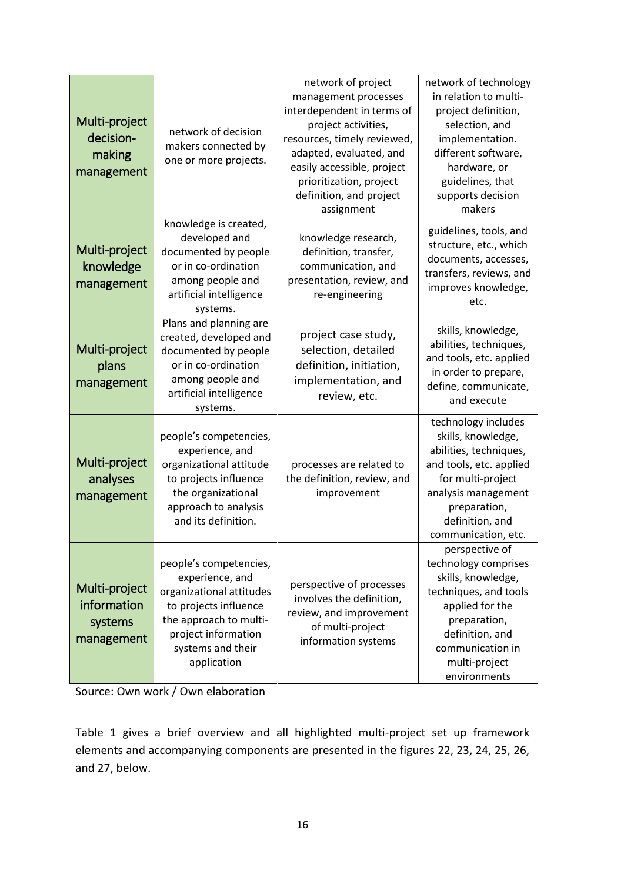| | | | |
|---|---|---|---|
| Multi-project decision-making management | network of decision makers connected by one or more projects. | network of project management processes interdependent in terms of project activities, resources, timely reviewed, adapted, evaluated, and easily accessible, project prioritization, project definition, and project assignment | network of technology in relation to multi-project definition, selection, and implementation. different software, hardware, or guidelines, that supports decision makers |
| Multi-project knowledge management | knowledge is created, developed and documented by people or in co-ordination among people and artificial intelligence systems. | knowledge research, definition, transfer, communication, and presentation, review, and re-engineering | guidelines, tools, and structure, etc., which documents, accesses, transfers, reviews, and improves knowledge, etc. |
| Multi-project plans management | Plans and planning are created, developed and documented by people or in co-ordination among people and artificial intelligence systems. | project case study, selection, detailed definition, initiation, implementation, and review, etc. | skills, knowledge, abilities, techniques, and tools, etc. applied in order to prepare, define, communicate, and execute |
| Multi-project analyses management | people's competencies, experience, and organizational attitude to projects influence the organizational approach to analysis and its definition. | processes are related to the definition, review, and improvement | technology includes skills, knowledge, abilities, techniques, and tools, etc. applied for multi-project analysis management preparation, definition, and communication, etc. |
| Multi-project information systems management | people's competencies, experience, and organizational attitudes to projects influence the approach to multi-project information systems and their application | perspective of processes involves the definition, review, and improvement of multi-project information systems | perspective of technology comprises skills, knowledge, techniques, and tools applied for the preparation, definition, and communication in multi-project environments |

Source: Own work / Own elaboration

Table 1 gives a brief overview and all highlighted multi-project set up framework elements and accompanying components are presented in the figures 22, 23, 24, 25, 26, and 27, below.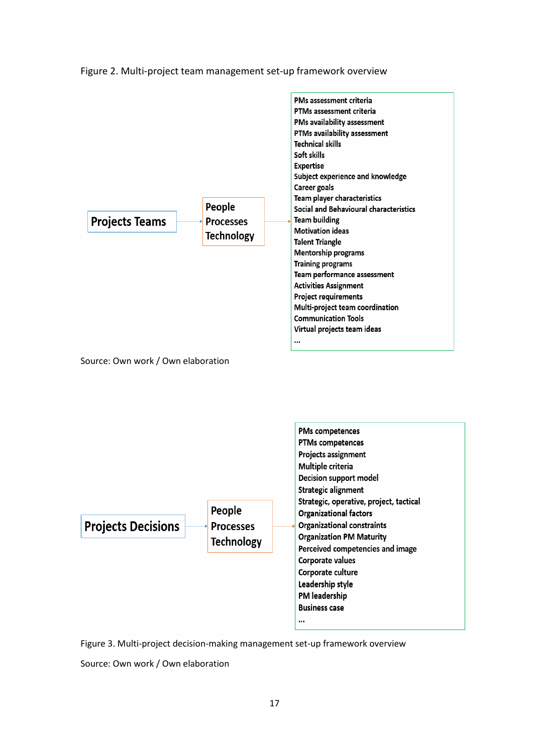Figure 2. Multi-project team management set-up framework overview

Projects Teams → People / Processes / Technology →

- PMs assessment criteria
- PTMs assessment criteria
- PMs availability assessment
- PTMs availability assessment
- Technical skills
- Soft skills
- Expertise
- Subject experience and knowledge
- Career goals
- Team player characteristics
- Social and Behavioural characteristics
- Team building
- Motivation ideas
- Talent Triangle
- Mentorship programs
- Training programs
- Team performance assessment
- Activities Assignment
- Project requirements
- Multi-project team coordination
- Communication Tools
- Virtual projects team ideas
- ...

Source: Own work / Own elaboration

Projects Decisions → People / Processes / Technology →

- PMs competences
- PTMs competences
- Projects assignment
- Multiple criteria
- Decision support model
- Strategic alignment
- Strategic, operative, project, tactical
- Organizational factors
- Organizational constraints
- Organization PM Maturity
- Perceived competencies and image
- Corporate values
- Corporate culture
- Leadership style
- PM leadership
- Business case
- ...

Figure 3. Multi-project decision-making management set-up framework overview

Source: Own work / Own elaboration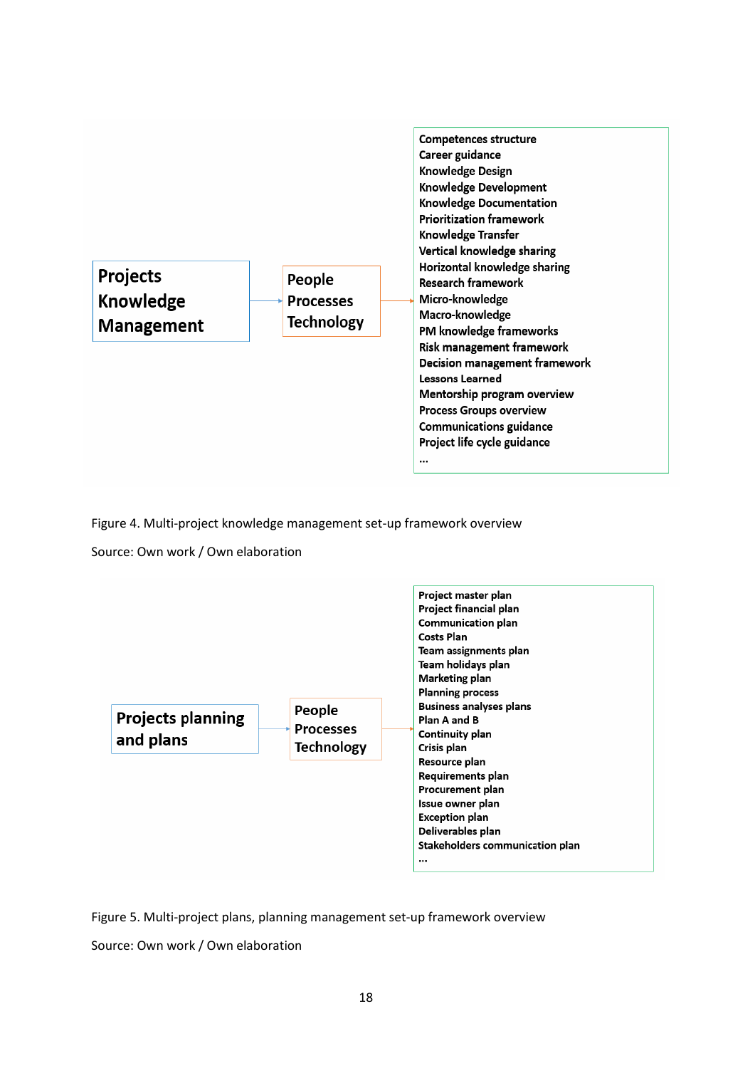Projects Knowledge Management → People / Processes / Technology →

- Competences structure
- Career guidance
- Knowledge Design
- Knowledge Development
- Knowledge Documentation
- Prioritization framework
- Knowledge Transfer
- Vertical knowledge sharing
- Horizontal knowledge sharing
- Research framework
- Micro-knowledge
- Macro-knowledge
- PM knowledge frameworks
- Risk management framework
- Decision management framework
- Lessons Learned
- Mentorship program overview
- Process Groups overview
- Communications guidance
- Project life cycle guidance
- ...

Figure 4. Multi-project knowledge management set-up framework overview

Source: Own work / Own elaboration

Projects planning and plans → People / Processes / Technology →

- Project master plan
- Project financial plan
- Communication plan
- Costs Plan
- Team assignments plan
- Team holidays plan
- Marketing plan
- Planning process
- Business analyses plans
- Plan A and B
- Continuity plan
- Crisis plan
- Resource plan
- Requirements plan
- Procurement plan
- Issue owner plan
- Exception plan
- Deliverables plan
- Stakeholders communication plan
- ...

Figure 5. Multi-project plans, planning management set-up framework overview

Source: Own work / Own elaboration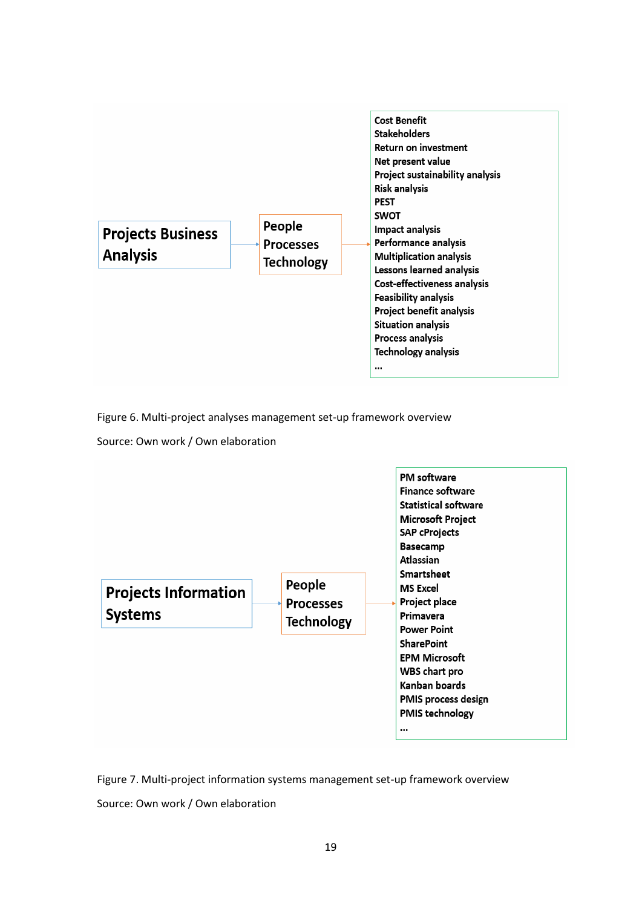Projects Business Analysis → People / Processes / Technology →

- Cost Benefit
- Stakeholders
- Return on investment
- Net present value
- Project sustainability analysis
- Risk analysis
- PEST
- SWOT
- Impact analysis
- Performance analysis
- Multiplication analysis
- Lessons learned analysis
- Cost-effectiveness analysis
- Feasibility analysis
- Project benefit analysis
- Situation analysis
- Process analysis
- Technology analysis
- ...

Figure 6. Multi-project analyses management set-up framework overview

Source: Own work / Own elaboration

Projects Information Systems → People / Processes / Technology →

- PM software
- Finance software
- Statistical software
- Microsoft Project
- SAP cProjects
- Basecamp
- Atlassian
- Smartsheet
- MS Excel
- Project place
- Primavera
- Power Point
- SharePoint
- EPM Microsoft
- WBS chart pro
- Kanban boards
- PMIS process design
- PMIS technology
- ...

Figure 7. Multi-project information systems management set-up framework overview

Source: Own work / Own elaboration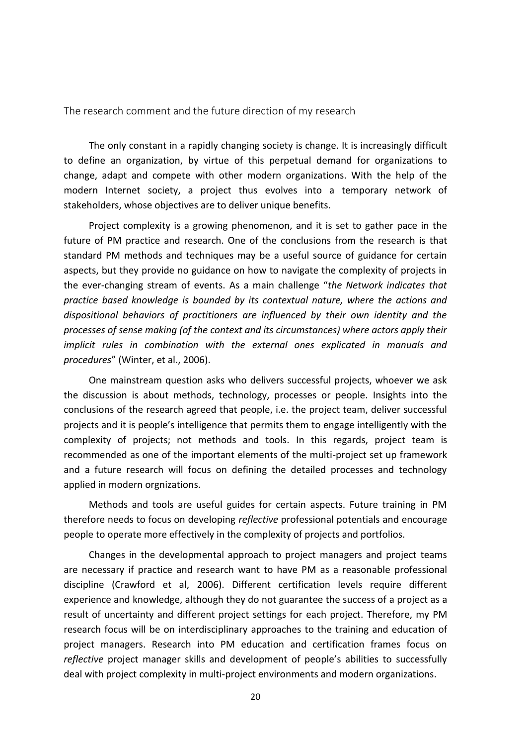## The research comment and the future direction of my research

The only constant in a rapidly changing society is change. It is increasingly difficult to define an organization, by virtue of this perpetual demand for organizations to change, adapt and compete with other modern organizations. With the help of the modern Internet society, a project thus evolves into a temporary network of stakeholders, whose objectives are to deliver unique benefits.

Project complexity is a growing phenomenon, and it is set to gather pace in the future of PM practice and research. One of the conclusions from the research is that standard PM methods and techniques may be a useful source of guidance for certain aspects, but they provide no guidance on how to navigate the complexity of projects in the ever-changing stream of events. As a main challenge "*the Network indicates that practice based knowledge is bounded by its contextual nature, where the actions and dispositional behaviors of practitioners are influenced by their own identity and the processes of sense making (of the context and its circumstances) where actors apply their implicit rules in combination with the external ones explicated in manuals and procedures*" (Winter, et al., 2006).

One mainstream question asks who delivers successful projects, whoever we ask the discussion is about methods, technology, processes or people. Insights into the conclusions of the research agreed that people, i.e. the project team, deliver successful projects and it is people's intelligence that permits them to engage intelligently with the complexity of projects; not methods and tools. In this regards, project team is recommended as one of the important elements of the multi-project set up framework and a future research will focus on defining the detailed processes and technology applied in modern orgnizations.

Methods and tools are useful guides for certain aspects. Future training in PM therefore needs to focus on developing *reflective* professional potentials and encourage people to operate more effectively in the complexity of projects and portfolios.

Changes in the developmental approach to project managers and project teams are necessary if practice and research want to have PM as a reasonable professional discipline (Crawford et al, 2006). Different certification levels require different experience and knowledge, although they do not guarantee the success of a project as a result of uncertainty and different project settings for each project. Therefore, my PM research focus will be on interdisciplinary approaches to the training and education of project managers. Research into PM education and certification frames focus on *reflective* project manager skills and development of people's abilities to successfully deal with project complexity in multi-project environments and modern organizations.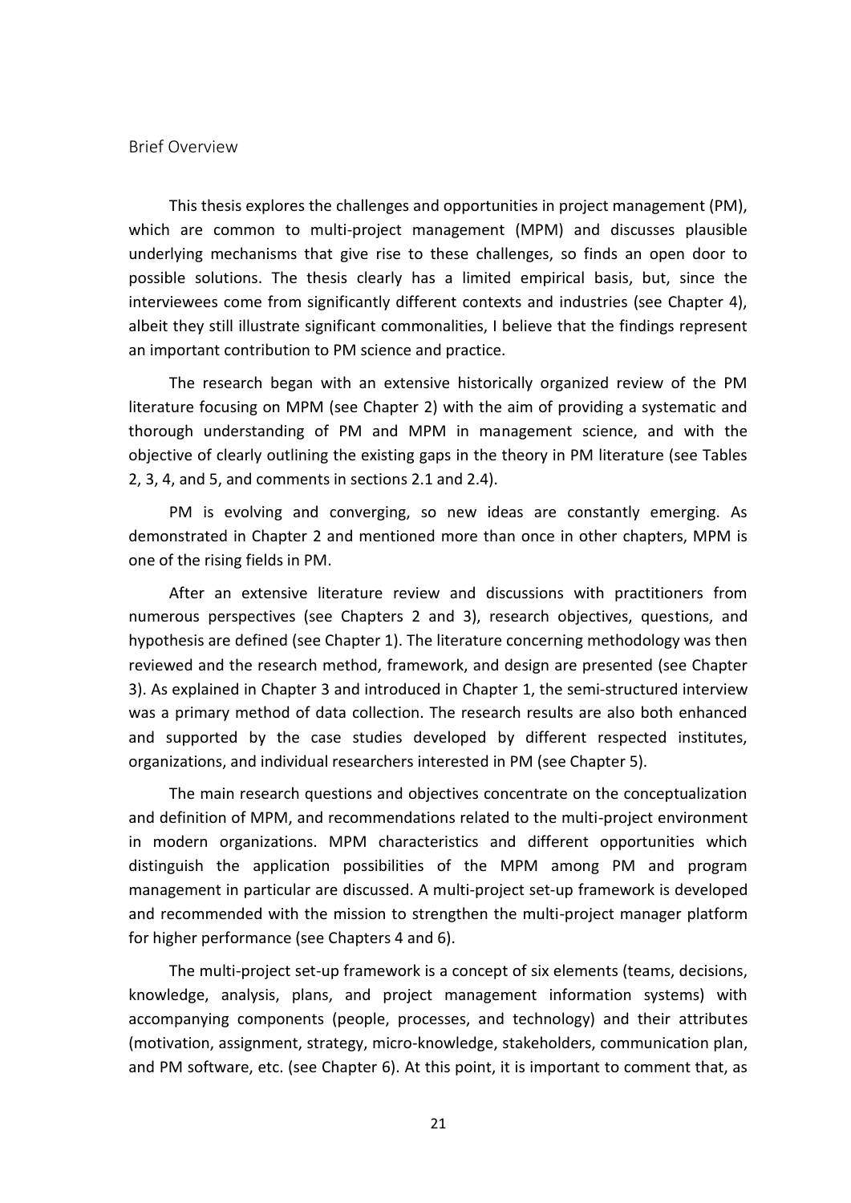## Brief Overview

This thesis explores the challenges and opportunities in project management (PM), which are common to multi-project management (MPM) and discusses plausible underlying mechanisms that give rise to these challenges, so finds an open door to possible solutions. The thesis clearly has a limited empirical basis, but, since the interviewees come from significantly different contexts and industries (see Chapter 4), albeit they still illustrate significant commonalities, I believe that the findings represent an important contribution to PM science and practice.

The research began with an extensive historically organized review of the PM literature focusing on MPM (see Chapter 2) with the aim of providing a systematic and thorough understanding of PM and MPM in management science, and with the objective of clearly outlining the existing gaps in the theory in PM literature (see Tables 2, 3, 4, and 5, and comments in sections 2.1 and 2.4).

PM is evolving and converging, so new ideas are constantly emerging. As demonstrated in Chapter 2 and mentioned more than once in other chapters, MPM is one of the rising fields in PM.

After an extensive literature review and discussions with practitioners from numerous perspectives (see Chapters 2 and 3), research objectives, questions, and hypothesis are defined (see Chapter 1). The literature concerning methodology was then reviewed and the research method, framework, and design are presented (see Chapter 3). As explained in Chapter 3 and introduced in Chapter 1, the semi-structured interview was a primary method of data collection. The research results are also both enhanced and supported by the case studies developed by different respected institutes, organizations, and individual researchers interested in PM (see Chapter 5).

The main research questions and objectives concentrate on the conceptualization and definition of MPM, and recommendations related to the multi-project environment in modern organizations. MPM characteristics and different opportunities which distinguish the application possibilities of the MPM among PM and program management in particular are discussed. A multi-project set-up framework is developed and recommended with the mission to strengthen the multi-project manager platform for higher performance (see Chapters 4 and 6).

The multi-project set-up framework is a concept of six elements (teams, decisions, knowledge, analysis, plans, and project management information systems) with accompanying components (people, processes, and technology) and their attributes (motivation, assignment, strategy, micro-knowledge, stakeholders, communication plan, and PM software, etc. (see Chapter 6). At this point, it is important to comment that, as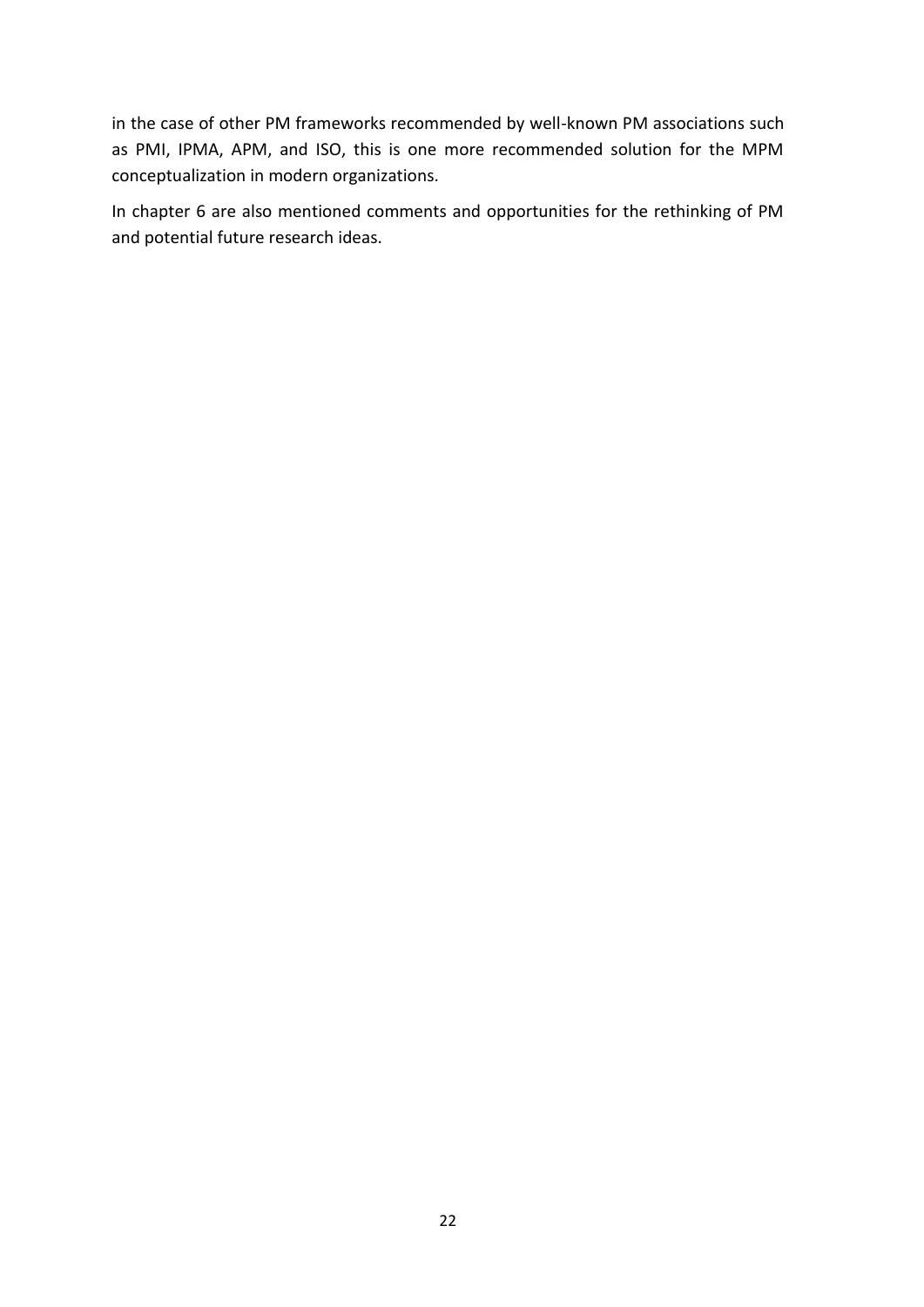in the case of other PM frameworks recommended by well-known PM associations such as PMI, IPMA, APM, and ISO, this is one more recommended solution for the MPM conceptualization in modern organizations.

In chapter 6 are also mentioned comments and opportunities for the rethinking of PM and potential future research ideas.